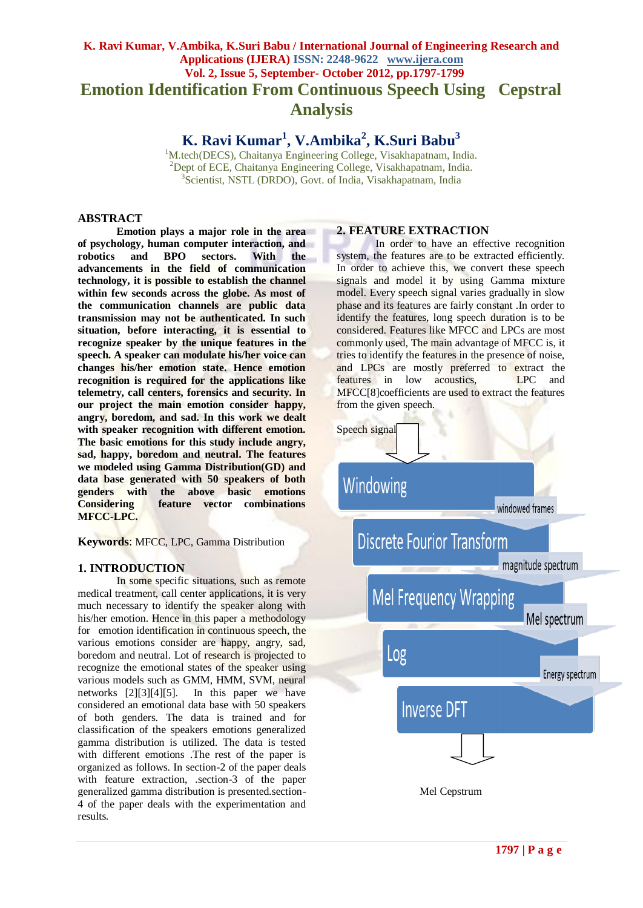# Emotion Identification From Continuous Speech Using Cepstral Analysis

## K. Ravi Kumar[1], V.Ambika[2], K.Suri Babu[3]

[1]M.tech(DECS), Chaitanya Engineering College, Visakhapatnam, India.
[2]Dept of ECE, Chaitanya Engineering College, Visakhapatnam, India.
[3]Scientist, NSTL (DRDO), Govt. of India, Visakhapatnam, India

## ABSTRACT

**Emotion plays a major role in the area of psychology, human computer interaction, and robotics and BPO sectors. With the advancements in the field of communication technology, it is possible to establish the channel within few seconds across the globe. As most of the communication channels are public data transmission may not be authenticated. In such situation, before interacting, it is essential to recognize speaker by the unique features in the speech. A speaker can modulate his/her voice can changes his/her emotion state. Hence emotion recognition is required for the applications like telemetry, call centers, forensics and security. In our project the main emotion consider happy, angry, boredom, and sad. In this work we dealt with speaker recognition with different emotion. The basic emotions for this study include angry, sad, happy, boredom and neutral. The features we modeled using Gamma Distribution(GD) and data base generated with 50 speakers of both genders with the above basic emotions Considering feature vector combinations MFCC-LPC.**

**Keywords**: MFCC, LPC, Gamma Distribution

## 1. INTRODUCTION

In some specific situations, such as remote medical treatment, call center applications, it is very much necessary to identify the speaker along with his/her emotion. Hence in this paper a methodology for emotion identification in continuous speech, the various emotions consider are happy, angry, sad, boredom and neutral. Lot of research is projected to recognize the emotional states of the speaker using various models such as GMM, HMM, SVM, neural networks [2][3][4][5]. In this paper we have considered an emotional data base with 50 speakers of both genders. The data is trained and for classification of the speakers emotions generalized gamma distribution is utilized. The data is tested with different emotions .The rest of the paper is organized as follows. In section-2 of the paper deals with feature extraction, .section-3 of the paper generalized gamma distribution is presented.section-4 of the paper deals with the experimentation and results.

## 2. FEATURE EXTRACTION

In order to have an effective recognition system, the features are to be extracted efficiently. In order to achieve this, we convert these speech signals and model it by using Gamma mixture model. Every speech signal varies gradually in slow phase and its features are fairly constant .In order to identify the features, long speech duration is to be considered. Features like MFCC and LPCs are most commonly used, The main advantage of MFCC is, it tries to identify the features in the presence of noise, and LPCs are mostly preferred to extract the features in low acoustics, LPC and MFCC[8]coefficients are used to extract the features from the given speech.

Speech signal → Windowing → (windowed frames) → Discrete Fourier Transform → (magnitude spectrum) → Mel Frequency Wrapping → (Mel spectrum) → Log → (Energy spectrum) → Inverse DFT → Mel Cepstrum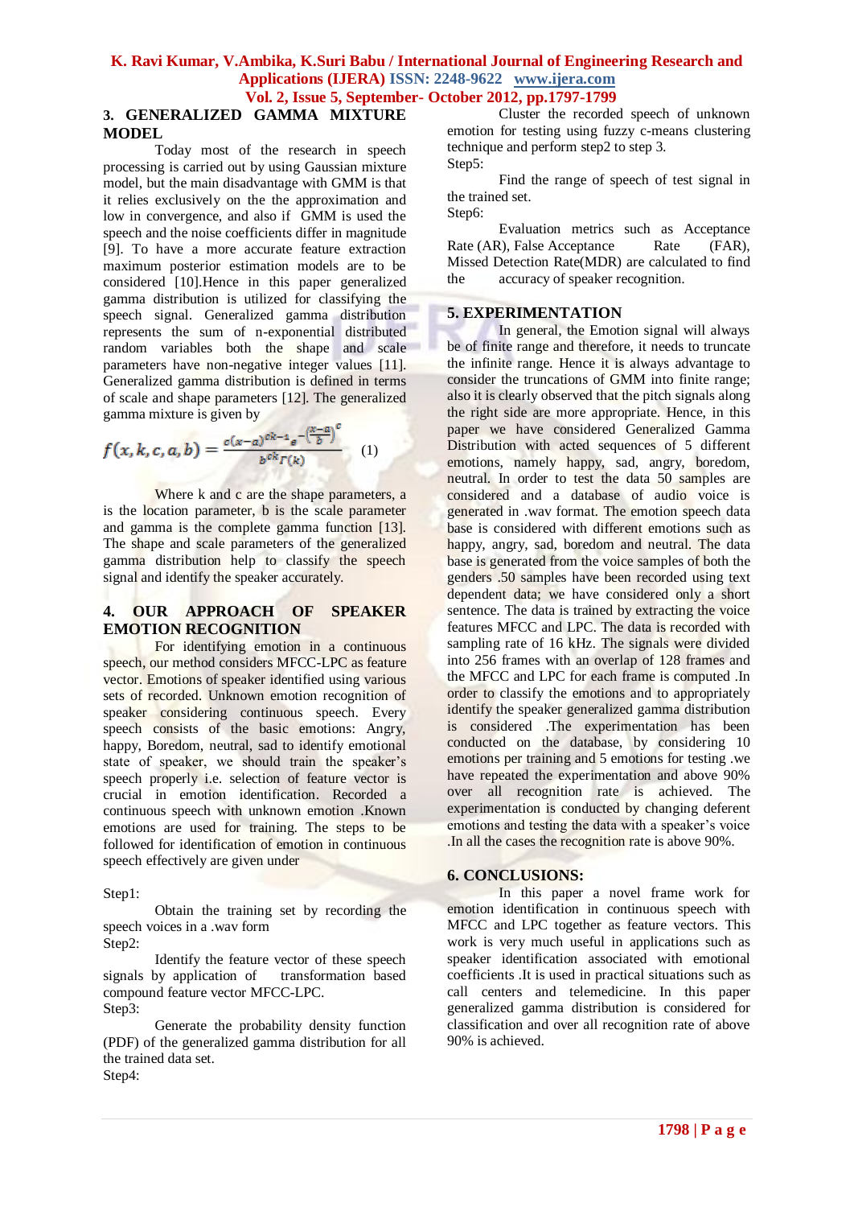## 3. GENERALIZED GAMMA MIXTURE MODEL

Today most of the research in speech processing is carried out by using Gaussian mixture model, but the main disadvantage with GMM is that it relies exclusively on the the approximation and low in convergence, and also if GMM is used the speech and the noise coefficients differ in magnitude [9]. To have a more accurate feature extraction maximum posterior estimation models are to be considered [10].Hence in this paper generalized gamma distribution is utilized for classifying the speech signal. Generalized gamma distribution represents the sum of n-exponential distributed random variables both the shape and scale parameters have non-negative integer values [11]. Generalized gamma distribution is defined in terms of scale and shape parameters [12]. The generalized gamma mixture is given by

$$f(x,k,c,a,b) = \frac{c(x-a)^{ck-1} e^{-\left(\frac{x-a}{b}\right)^{c}}}{b^{ck}\Gamma(k)} \quad (1)$$

Where k and c are the shape parameters, a is the location parameter, b is the scale parameter and gamma is the complete gamma function [13]. The shape and scale parameters of the generalized gamma distribution help to classify the speech signal and identify the speaker accurately.

## 4. OUR APPROACH OF SPEAKER EMOTION RECOGNITION

For identifying emotion in a continuous speech, our method considers MFCC-LPC as feature vector. Emotions of speaker identified using various sets of recorded. Unknown emotion recognition of speaker considering continuous speech. Every speech consists of the basic emotions: Angry, happy, Boredom, neutral, sad to identify emotional state of speaker, we should train the speaker's speech properly i.e. selection of feature vector is crucial in emotion identification. Recorded a continuous speech with unknown emotion .Known emotions are used for training. The steps to be followed for identification of emotion in continuous speech effectively are given under

Step1:

Obtain the training set by recording the speech voices in a .wav form

Step2:

Identify the feature vector of these speech signals by application of transformation based compound feature vector MFCC-LPC.

Step3:

Generate the probability density function (PDF) of the generalized gamma distribution for all the trained data set.

Step4:

Cluster the recorded speech of unknown emotion for testing using fuzzy c-means clustering technique and perform step2 to step 3.

Step5:

Find the range of speech of test signal in the trained set.

Step6:

Evaluation metrics such as Acceptance Rate (AR), False Acceptance Rate (FAR), Missed Detection Rate(MDR) are calculated to find the accuracy of speaker recognition.

## 5. EXPERIMENTATION

In general, the Emotion signal will always be of finite range and therefore, it needs to truncate the infinite range. Hence it is always advantage to consider the truncations of GMM into finite range; also it is clearly observed that the pitch signals along the right side are more appropriate. Hence, in this paper we have considered Generalized Gamma Distribution with acted sequences of 5 different emotions, namely happy, sad, angry, boredom, neutral. In order to test the data 50 samples are considered and a database of audio voice is generated in .wav format. The emotion speech data base is considered with different emotions such as happy, angry, sad, boredom and neutral. The data base is generated from the voice samples of both the genders .50 samples have been recorded using text dependent data; we have considered only a short sentence. The data is trained by extracting the voice features MFCC and LPC. The data is recorded with sampling rate of 16 kHz. The signals were divided into 256 frames with an overlap of 128 frames and the MFCC and LPC for each frame is computed .In order to classify the emotions and to appropriately identify the speaker generalized gamma distribution is considered .The experimentation has been conducted on the database, by considering 10 emotions per training and 5 emotions for testing .we have repeated the experimentation and above 90% over all recognition rate is achieved. The experimentation is conducted by changing deferent emotions and testing the data with a speaker's voice .In all the cases the recognition rate is above 90%.

## 6. CONCLUSIONS:

In this paper a novel frame work for emotion identification in continuous speech with MFCC and LPC together as feature vectors. This work is very much useful in applications such as speaker identification associated with emotional coefficients .It is used in practical situations such as call centers and telemedicine. In this paper generalized gamma distribution is considered for classification and over all recognition rate of above 90% is achieved.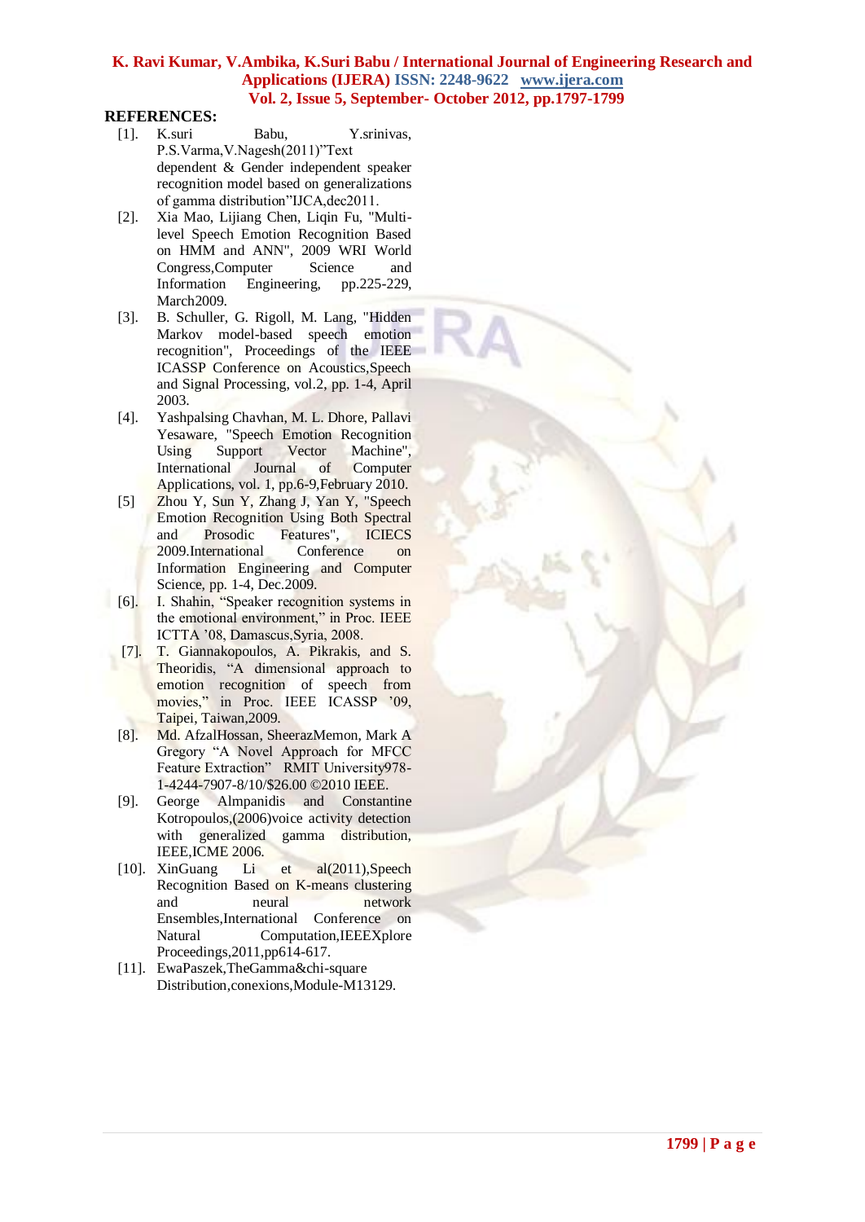## REFERENCES:

[1]. K.suri Babu, Y.srinivas, P.S.Varma,V.Nagesh(2011)"Text dependent & Gender independent speaker recognition model based on generalizations of gamma distribution"IJCA,dec2011.

[2]. Xia Mao, Lijiang Chen, Liqin Fu, "Multi-level Speech Emotion Recognition Based on HMM and ANN", 2009 WRI World Congress,Computer Science and Information Engineering, pp.225-229, March2009.

[3]. B. Schuller, G. Rigoll, M. Lang, "Hidden Markov model-based speech emotion recognition", Proceedings of the IEEE ICASSP Conference on Acoustics,Speech and Signal Processing, vol.2, pp. 1-4, April 2003.

[4]. Yashpalsing Chavhan, M. L. Dhore, Pallavi Yesaware, "Speech Emotion Recognition Using Support Vector Machine", International Journal of Computer Applications, vol. 1, pp.6-9,February 2010.

[5] Zhou Y, Sun Y, Zhang J, Yan Y, "Speech Emotion Recognition Using Both Spectral and Prosodic Features", ICIECS 2009.International Conference on Information Engineering and Computer Science, pp. 1-4, Dec.2009.

[6]. I. Shahin, "Speaker recognition systems in the emotional environment," in Proc. IEEE ICTTA '08, Damascus,Syria, 2008.

[7]. T. Giannakopoulos, A. Pikrakis, and S. Theoridis, "A dimensional approach to emotion recognition of speech from movies," in Proc. IEEE ICASSP '09, Taipei, Taiwan,2009.

[8]. Md. AfzalHossan, SheerazMemon, Mark A Gregory "A Novel Approach for MFCC Feature Extraction" RMIT University978-1-4244-7907-8/10/$26.00 ©2010 IEEE.

[9]. George Almpanidis and Constantine Kotropoulos,(2006)voice activity detection with generalized gamma distribution, IEEE,ICME 2006.

[10]. XinGuang Li et al(2011),Speech Recognition Based on K-means clustering and neural network Ensembles,International Conference on Natural Computation,IEEEXplore Proceedings,2011,pp614-617.

[11]. EwaPaszek,TheGamma&chi-square Distribution,conexions,Module-M13129.